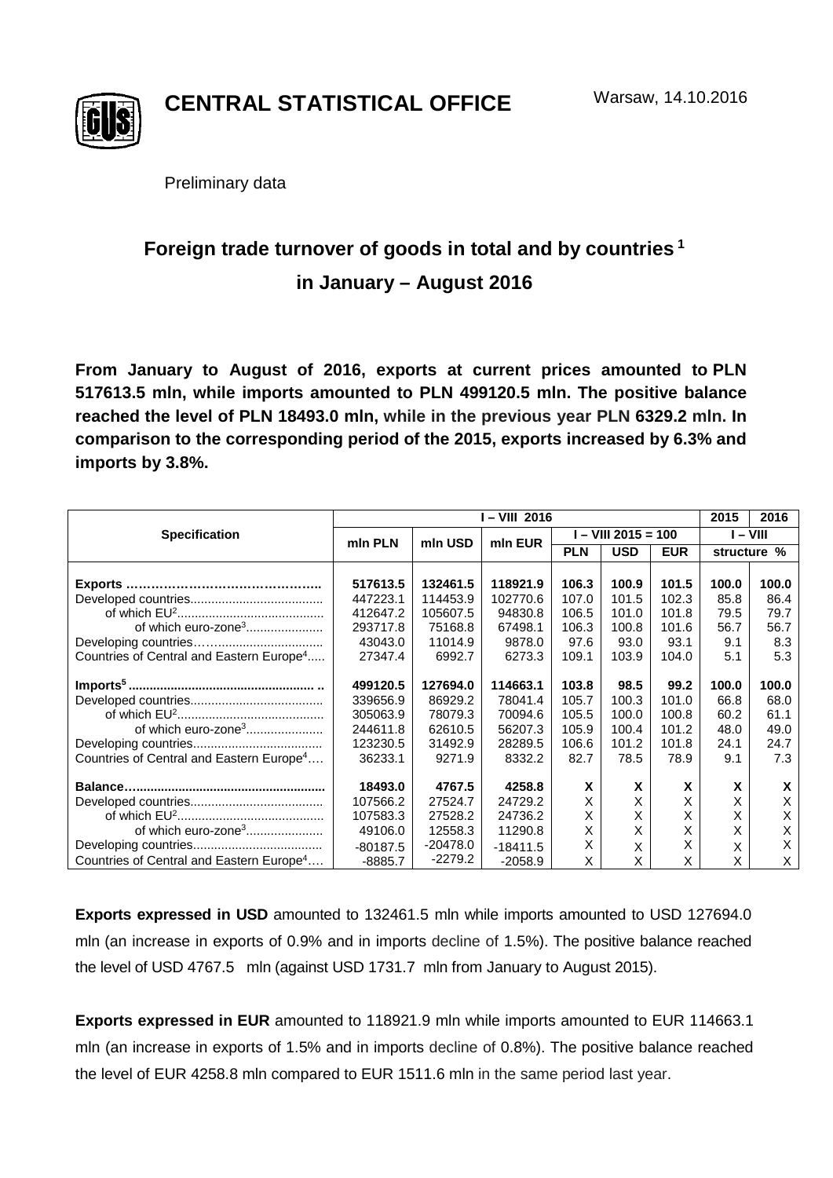# CENTRAL STATISTICAL OFFICE

Warsaw, 14.10.2016

Preliminary data

## Foreign trade turnover of goods in total and by countries [1] in January – August 2016

**From January to August of 2016, exports at current prices amounted to PLN 517613.5 mln, while imports amounted to PLN 499120.5 mln. The positive balance reached the level of PLN 18493.0 mln, while in the previous year PLN 6329.2 mln. In comparison to the corresponding period of the 2015, exports increased by 6.3% and imports by 3.8%.**

| Specification | I – VIII 2016 | | | | | | 2015 | 2016 |
|---|---|---|---|---|---|---|---|---|
| | mln PLN | mln USD | mln EUR | I – VIII 2015 = 100 | | | I – VIII | |
| | | | | PLN | USD | EUR | structure % | |
| **Exports** | **517613.5** | **132461.5** | **118921.9** | **106.3** | **100.9** | **101.5** | **100.0** | **100.0** |
| Developed countries | 447223.1 | 114453.9 | 102770.6 | 107.0 | 101.5 | 102.3 | 85.8 | 86.4 |
| of which EU[2] | 412647.2 | 105607.5 | 94830.8 | 106.5 | 101.0 | 101.8 | 79.5 | 79.7 |
| of which euro-zone[3] | 293717.8 | 75168.8 | 67498.1 | 106.3 | 100.8 | 101.6 | 56.7 | 56.7 |
| Developing countries | 43043.0 | 11014.9 | 9878.0 | 97.6 | 93.0 | 93.1 | 9.1 | 8.3 |
| Countries of Central and Eastern Europe[4] | 27347.4 | 6992.7 | 6273.3 | 109.1 | 103.9 | 104.0 | 5.1 | 5.3 |
| **Imports[5]** | **499120.5** | **127694.0** | **114663.1** | **103.8** | **98.5** | **99.2** | **100.0** | **100.0** |
| Developed countries | 339656.9 | 86929.2 | 78041.4 | 105.7 | 100.3 | 101.0 | 66.8 | 68.0 |
| of which EU[2] | 305063.9 | 78079.3 | 70094.6 | 105.5 | 100.0 | 100.8 | 60.2 | 61.1 |
| of which euro-zone[3] | 244611.8 | 62610.5 | 56207.3 | 105.9 | 100.4 | 101.2 | 48.0 | 49.0 |
| Developing countries | 123230.5 | 31492.9 | 28289.5 | 106.6 | 101.2 | 101.8 | 24.1 | 24.7 |
| Countries of Central and Eastern Europe[4] | 36233.1 | 9271.9 | 8332.2 | 82.7 | 78.5 | 78.9 | 9.1 | 7.3 |
| **Balance** | **18493.0** | **4767.5** | **4258.8** | **X** | **X** | **X** | **X** | **X** |
| Developed countries | 107566.2 | 27524.7 | 24729.2 | X | X | X | X | X |
| of which EU[2] | 107583.3 | 27528.2 | 24736.2 | X | X | X | X | X |
| of which euro-zone[3] | 49106.0 | 12558.3 | 11290.8 | X | X | X | X | X |
| Developing countries | -80187.5 | -20478.0 | -18411.5 | X | X | X | X | X |
| Countries of Central and Eastern Europe[4] | -8885.7 | -2279.2 | -2058.9 | X | X | X | X | X |

**Exports expressed in USD** amounted to 132461.5 mln while imports amounted to USD 127694.0 mln (an increase in exports of 0.9% and in imports decline of 1.5%). The positive balance reached the level of USD 4767.5 mln (against USD 1731.7 mln from January to August 2015).

**Exports expressed in EUR** amounted to 118921.9 mln while imports amounted to EUR 114663.1 mln (an increase in exports of 1.5% and in imports decline of 0.8%). The positive balance reached the level of EUR 4258.8 mln compared to EUR 1511.6 mln in the same period last year.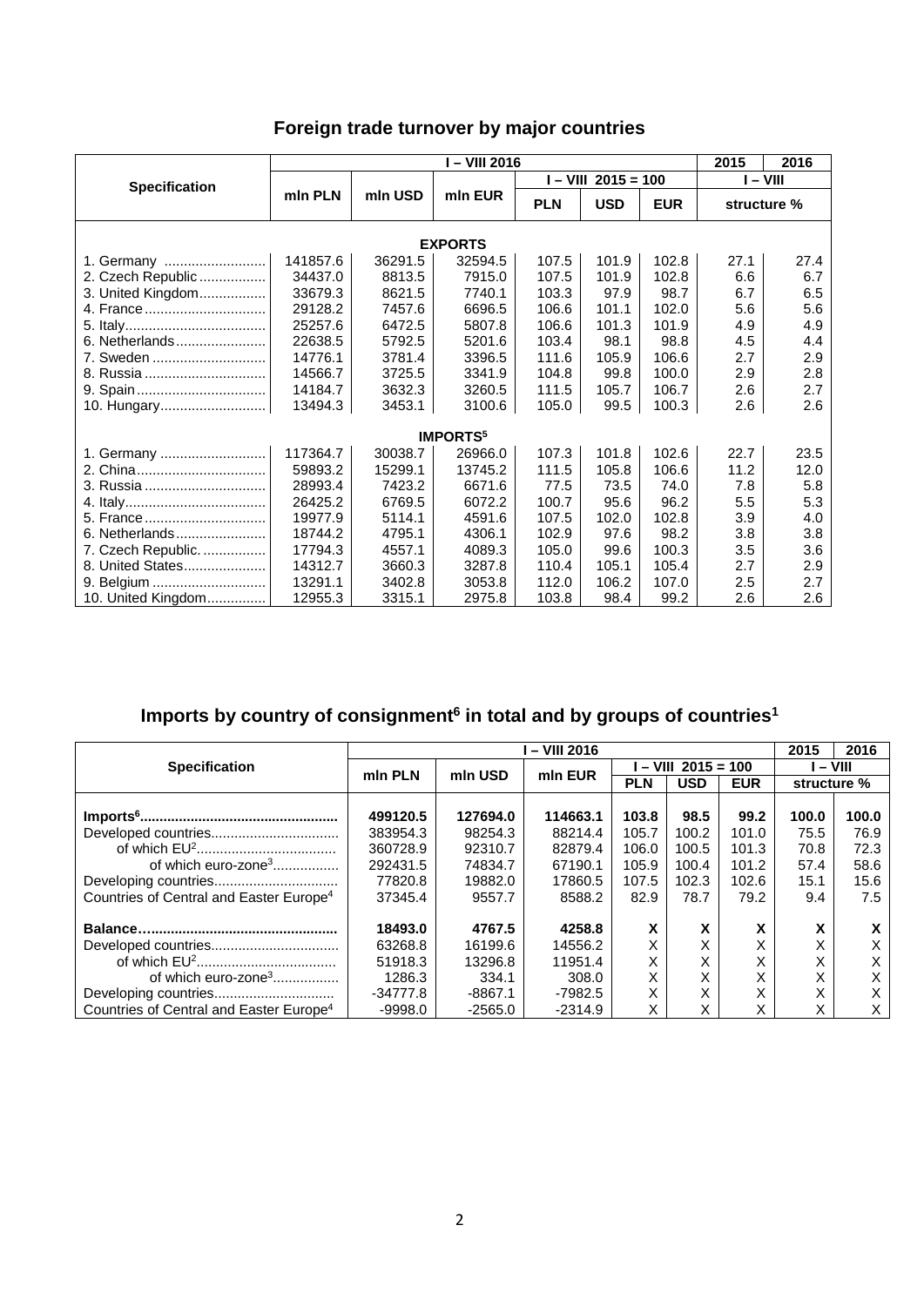## Foreign trade turnover by major countries

| Specification | I – VIII 2016 | | | | | | 2015 | 2016 |
|---|---|---|---|---|---|---|---|---|
| | mln PLN | mln USD | mln EUR | I – VIII 2015 = 100 | | | I – VIII | |
| | | | | PLN | USD | EUR | structure % | |
| **EXPORTS** | | | | | | | | |
| 1. Germany | 141857.6 | 36291.5 | 32594.5 | 107.5 | 101.9 | 102.8 | 27.1 | 27.4 |
| 2. Czech Republic | 34437.0 | 8813.5 | 7915.0 | 107.5 | 101.9 | 102.8 | 6.6 | 6.7 |
| 3. United Kingdom | 33679.3 | 8621.5 | 7740.1 | 103.3 | 97.9 | 98.7 | 6.7 | 6.5 |
| 4. France | 29128.2 | 7457.6 | 6696.5 | 106.6 | 101.1 | 102.0 | 5.6 | 5.6 |
| 5. Italy | 25257.6 | 6472.5 | 5807.8 | 106.6 | 101.3 | 101.9 | 4.9 | 4.9 |
| 6. Netherlands | 22638.5 | 5792.5 | 5201.6 | 103.4 | 98.1 | 98.8 | 4.5 | 4.4 |
| 7. Sweden | 14776.1 | 3781.4 | 3396.5 | 111.6 | 105.9 | 106.6 | 2.7 | 2.9 |
| 8. Russia | 14566.7 | 3725.5 | 3341.9 | 104.8 | 99.8 | 100.0 | 2.9 | 2.8 |
| 9. Spain | 14184.7 | 3632.3 | 3260.5 | 111.5 | 105.7 | 106.7 | 2.6 | 2.7 |
| 10. Hungary | 13494.3 | 3453.1 | 3100.6 | 105.0 | 99.5 | 100.3 | 2.6 | 2.6 |
| **IMPORTS[5]** | | | | | | | | |
| 1. Germany | 117364.7 | 30038.7 | 26966.0 | 107.3 | 101.8 | 102.6 | 22.7 | 23.5 |
| 2. China | 59893.2 | 15299.1 | 13745.2 | 111.5 | 105.8 | 106.6 | 11.2 | 12.0 |
| 3. Russia | 28993.4 | 7423.2 | 6671.6 | 77.5 | 73.5 | 74.0 | 7.8 | 5.8 |
| 4. Italy | 26425.2 | 6769.5 | 6072.2 | 100.7 | 95.6 | 96.2 | 5.5 | 5.3 |
| 5. France | 19977.9 | 5114.1 | 4591.6 | 107.5 | 102.0 | 102.8 | 3.9 | 4.0 |
| 6. Netherlands | 18744.2 | 4795.1 | 4306.1 | 102.9 | 97.6 | 98.2 | 3.8 | 3.8 |
| 7. Czech Republic. | 17794.3 | 4557.1 | 4089.3 | 105.0 | 99.6 | 100.3 | 3.5 | 3.6 |
| 8. United States | 14312.7 | 3660.3 | 3287.8 | 110.4 | 105.1 | 105.4 | 2.7 | 2.9 |
| 9. Belgium | 13291.1 | 3402.8 | 3053.8 | 112.0 | 106.2 | 107.0 | 2.5 | 2.7 |
| 10. United Kingdom | 12955.3 | 3315.1 | 2975.8 | 103.8 | 98.4 | 99.2 | 2.6 | 2.6 |

## Imports by country of consignment[6] in total and by groups of countries[1]

| Specification | I – VIII 2016 | | | | | | 2015 | 2016 |
|---|---|---|---|---|---|---|---|---|
| | mln PLN | mln USD | mln EUR | I – VIII 2015 = 100 | | | I – VIII | |
| | | | | PLN | USD | EUR | structure % | |
| **Imports[6]** | **499120.5** | **127694.0** | **114663.1** | **103.8** | **98.5** | **99.2** | **100.0** | **100.0** |
| Developed countries | 383954.3 | 98254.3 | 88214.4 | 105.7 | 100.2 | 101.0 | 75.5 | 76.9 |
| of which EU[2] | 360728.9 | 92310.7 | 82879.4 | 106.0 | 100.5 | 101.3 | 70.8 | 72.3 |
| of which euro-zone[3] | 292431.5 | 74834.7 | 67190.1 | 105.9 | 100.4 | 101.2 | 57.4 | 58.6 |
| Developing countries | 77820.8 | 19882.0 | 17860.5 | 107.5 | 102.3 | 102.6 | 15.1 | 15.6 |
| Countries of Central and Easter Europe[4] | 37345.4 | 9557.7 | 8588.2 | 82.9 | 78.7 | 79.2 | 9.4 | 7.5 |
| **Balance** | **18493.0** | **4767.5** | **4258.8** | **X** | **X** | **X** | **X** | **X** |
| Developed countries | 63268.8 | 16199.6 | 14556.2 | X | X | X | X | X |
| of which EU[2] | 51918.3 | 13296.8 | 11951.4 | X | X | X | X | X |
| of which euro-zone[3] | 1286.3 | 334.1 | 308.0 | X | X | X | X | X |
| Developing countries | -34777.8 | -8867.1 | -7982.5 | X | X | X | X | X |
| Countries of Central and Easter Europe[4] | -9998.0 | -2565.0 | -2314.9 | X | X | X | X | X |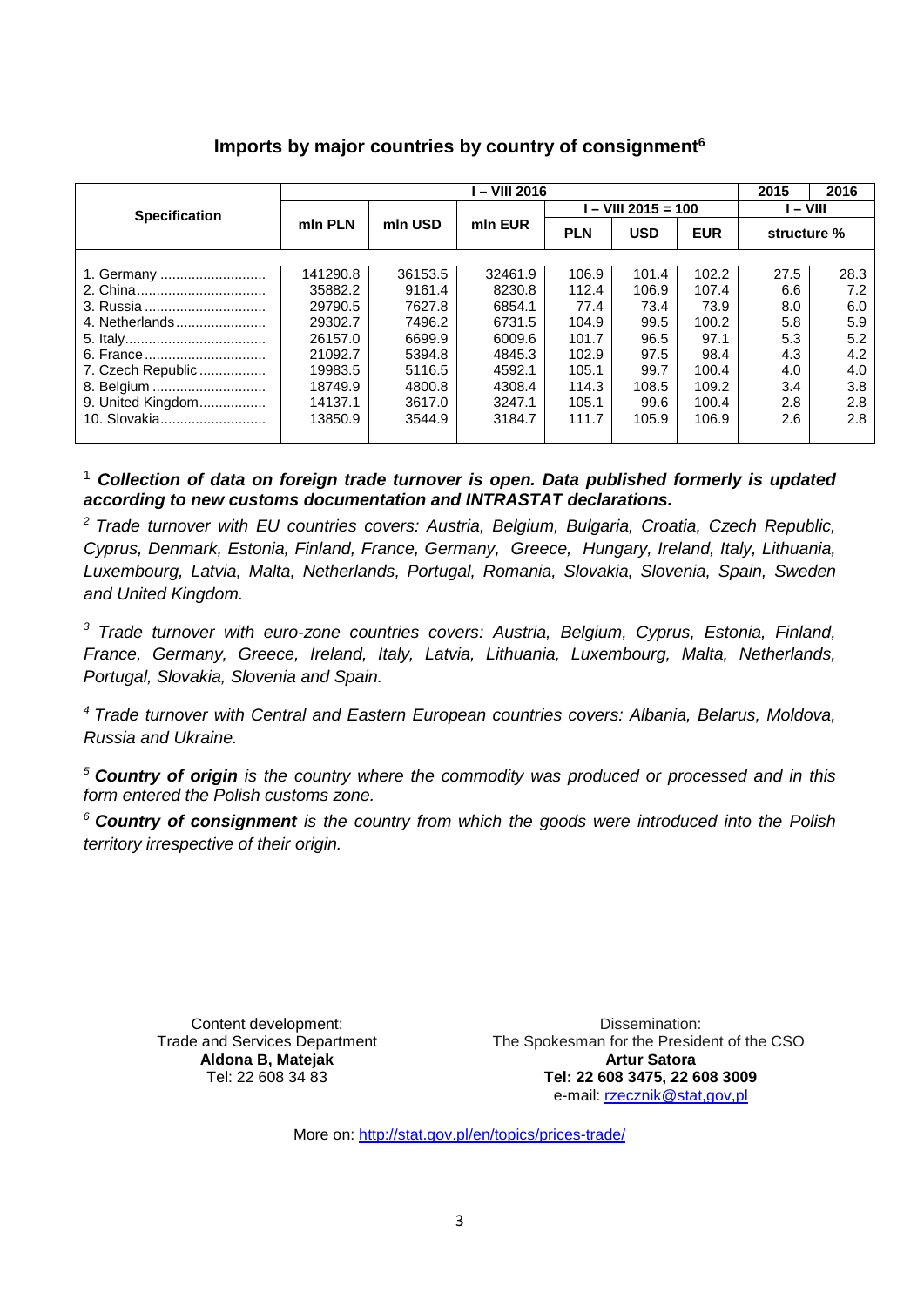## Imports by major countries by country of consignment[6]

| Specification | I – VIII 2016 | | | | | | 2015 | 2016 |
|---|---|---|---|---|---|---|---|---|
| | mln PLN | mln USD | mln EUR | I – VIII 2015 = 100 | | | I – VIII | |
| | | | | PLN | USD | EUR | structure % | |
| 1. Germany | 141290.8 | 36153.5 | 32461.9 | 106.9 | 101.4 | 102.2 | 27.5 | 28.3 |
| 2. China | 35882.2 | 9161.4 | 8230.8 | 112.4 | 106.9 | 107.4 | 6.6 | 7.2 |
| 3. Russia | 29790.5 | 7627.8 | 6854.1 | 77.4 | 73.4 | 73.9 | 8.0 | 6.0 |
| 4. Netherlands | 29302.7 | 7496.2 | 6731.5 | 104.9 | 99.5 | 100.2 | 5.8 | 5.9 |
| 5. Italy | 26157.0 | 6699.9 | 6009.6 | 101.7 | 96.5 | 97.1 | 5.3 | 5.2 |
| 6. France | 21092.7 | 5394.8 | 4845.3 | 102.9 | 97.5 | 98.4 | 4.3 | 4.2 |
| 7. Czech Republic | 19983.5 | 5116.5 | 4592.1 | 105.1 | 99.7 | 100.4 | 4.0 | 4.0 |
| 8. Belgium | 18749.9 | 4800.8 | 4308.4 | 114.3 | 108.5 | 109.2 | 3.4 | 3.8 |
| 9. United Kingdom | 14137.1 | 3617.0 | 3247.1 | 105.1 | 99.6 | 100.4 | 2.8 | 2.8 |
| 10. Slovakia | 13850.9 | 3544.9 | 3184.7 | 111.7 | 105.9 | 106.9 | 2.6 | 2.8 |

[1] ***Collection of data on foreign trade turnover is open. Data published formerly is updated according to new customs documentation and INTRASTAT declarations.***

[2] *Trade turnover with EU countries covers: Austria, Belgium, Bulgaria, Croatia, Czech Republic, Cyprus, Denmark, Estonia, Finland, France, Germany, Greece, Hungary, Ireland, Italy, Lithuania, Luxembourg, Latvia, Malta, Netherlands, Portugal, Romania, Slovakia, Slovenia, Spain, Sweden and United Kingdom.*

[3] *Trade turnover with euro-zone countries covers: Austria, Belgium, Cyprus, Estonia, Finland, France, Germany, Greece, Ireland, Italy, Latvia, Lithuania, Luxembourg, Malta, Netherlands, Portugal, Slovakia, Slovenia and Spain.*

[4] *Trade turnover with Central and Eastern European countries covers: Albania, Belarus, Moldova, Russia and Ukraine.*

[5] ***Country of origin** is the country where the commodity was produced or processed and in this form entered the Polish customs zone.*

[6] ***Country of consignment** is the country from which the goods were introduced into the Polish territory irrespective of their origin.*

Content development:
Trade and Services Department
**Aldona B, Matejak**
Tel: 22 608 34 83

Dissemination:
The Spokesman for the President of the CSO
**Artur Satora**
**Tel: 22 608 3475, 22 608 3009**
e-mail: rzecznik@stat,gov,pl

More on: http://stat.gov.pl/en/topics/prices-trade/